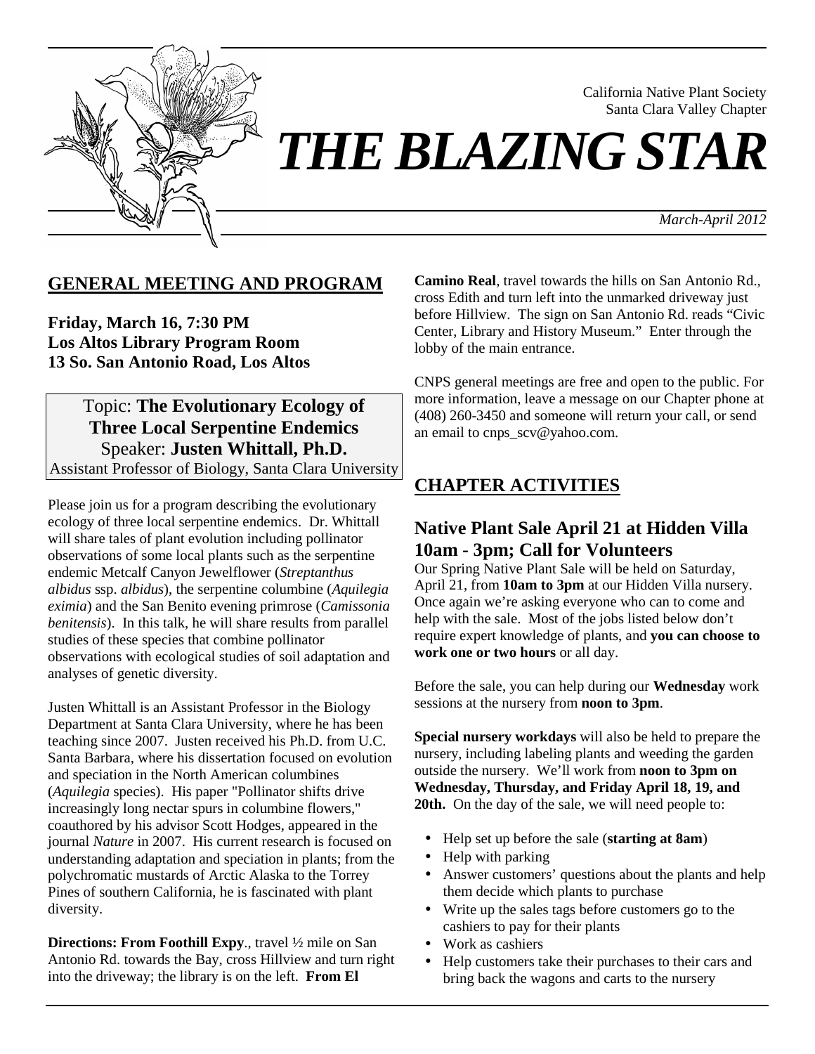California Native Plant Society
Santa Clara Valley Chapter

# *THE BLAZING STAR*

*March-April 2012*

## GENERAL MEETING AND PROGRAM

**Friday, March 16, 7:30 PM**
**Los Altos Library Program Room**
**13 So. San Antonio Road, Los Altos**

Topic: **The Evolutionary Ecology of Three Local Serpentine Endemics**
Speaker: **Justen Whittall, Ph.D.**
Assistant Professor of Biology, Santa Clara University

Please join us for a program describing the evolutionary ecology of three local serpentine endemics. Dr. Whittall will share tales of plant evolution including pollinator observations of some local plants such as the serpentine endemic Metcalf Canyon Jewelflower (*Streptanthus albidus* ssp. *albidus*), the serpentine columbine (*Aquilegia eximia*) and the San Benito evening primrose (*Camissonia benitensis*). In this talk, he will share results from parallel studies of these species that combine pollinator observations with ecological studies of soil adaptation and analyses of genetic diversity.

Justen Whittall is an Assistant Professor in the Biology Department at Santa Clara University, where he has been teaching since 2007. Justen received his Ph.D. from U.C. Santa Barbara, where his dissertation focused on evolution and speciation in the North American columbines (*Aquilegia* species). His paper "Pollinator shifts drive increasingly long nectar spurs in columbine flowers," coauthored by his advisor Scott Hodges, appeared in the journal *Nature* in 2007. His current research is focused on understanding adaptation and speciation in plants; from the polychromatic mustards of Arctic Alaska to the Torrey Pines of southern California, he is fascinated with plant diversity.

**Directions: From Foothill Expy**., travel ½ mile on San Antonio Rd. towards the Bay, cross Hillview and turn right into the driveway; the library is on the left. **From El Camino Real**, travel towards the hills on San Antonio Rd., cross Edith and turn left into the unmarked driveway just before Hillview. The sign on San Antonio Rd. reads "Civic Center, Library and History Museum." Enter through the lobby of the main entrance.

CNPS general meetings are free and open to the public. For more information, leave a message on our Chapter phone at (408) 260-3450 and someone will return your call, or send an email to cnps_scv@yahoo.com.

## CHAPTER ACTIVITIES

### Native Plant Sale April 21 at Hidden Villa 10am - 3pm; Call for Volunteers

Our Spring Native Plant Sale will be held on Saturday, April 21, from **10am to 3pm** at our Hidden Villa nursery. Once again we're asking everyone who can to come and help with the sale. Most of the jobs listed below don't require expert knowledge of plants, and **you can choose to work one or two hours** or all day.

Before the sale, you can help during our **Wednesday** work sessions at the nursery from **noon to 3pm**.

**Special nursery workdays** will also be held to prepare the nursery, including labeling plants and weeding the garden outside the nursery. We'll work from **noon to 3pm on Wednesday, Thursday, and Friday April 18, 19, and 20th.** On the day of the sale, we will need people to:

- Help set up before the sale (**starting at 8am**)
- Help with parking
- Answer customers' questions about the plants and help them decide which plants to purchase
- Write up the sales tags before customers go to the cashiers to pay for their plants
- Work as cashiers
- Help customers take their purchases to their cars and bring back the wagons and carts to the nursery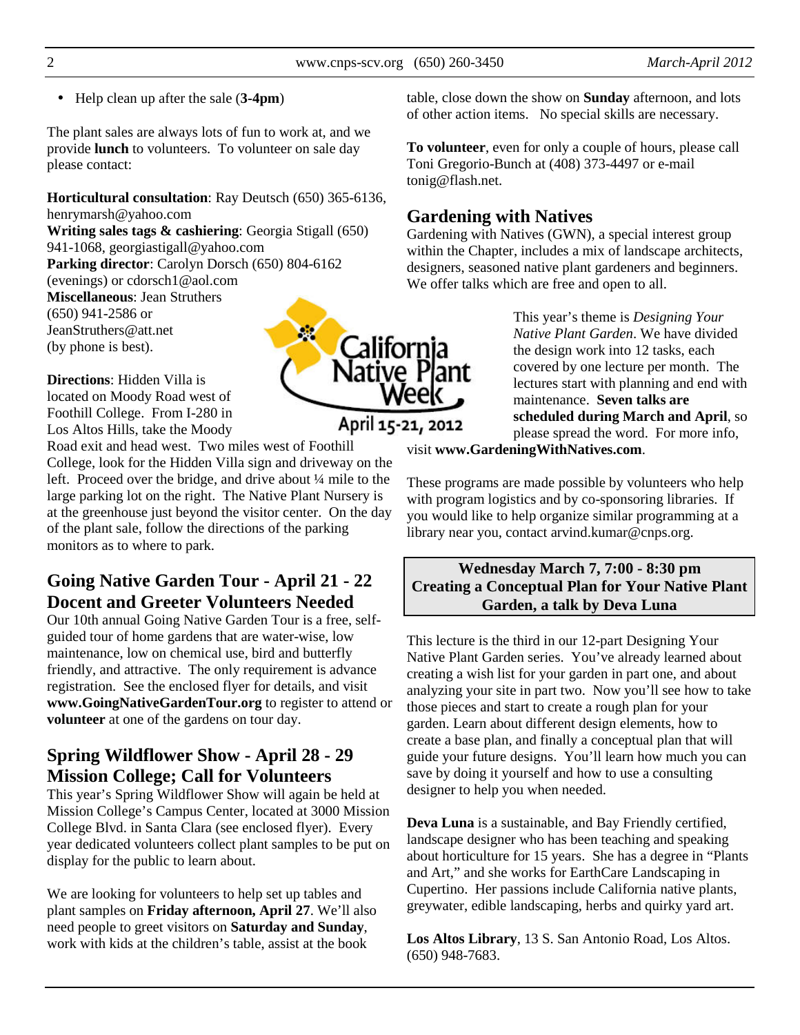- Help clean up after the sale (**3-4pm**)

The plant sales are always lots of fun to work at, and we provide **lunch** to volunteers. To volunteer on sale day please contact:

**Horticultural consultation**: Ray Deutsch (650) 365-6136, henrymarsh@yahoo.com
**Writing sales tags & cashiering**: Georgia Stigall (650) 941-1068, georgiastigall@yahoo.com
**Parking director**: Carolyn Dorsch (650) 804-6162 (evenings) or cdorsch1@aol.com
**Miscellaneous**: Jean Struthers (650) 941-2586 or JeanStruthers@att.net (by phone is best).

**Directions**: Hidden Villa is located on Moody Road west of Foothill College. From I-280 in Los Altos Hills, take the Moody Road exit and head west. Two miles west of Foothill College, look for the Hidden Villa sign and driveway on the left. Proceed over the bridge, and drive about ¼ mile to the large parking lot on the right. The Native Plant Nursery is at the greenhouse just beyond the visitor center. On the day of the plant sale, follow the directions of the parking monitors as to where to park.

California Native Plant Week
April 15-21, 2012

## Going Native Garden Tour - April 21 - 22 Docent and Greeter Volunteers Needed

Our 10th annual Going Native Garden Tour is a free, self-guided tour of home gardens that are water-wise, low maintenance, low on chemical use, bird and butterfly friendly, and attractive. The only requirement is advance registration. See the enclosed flyer for details, and visit **www.GoingNativeGardenTour.org** to register to attend or **volunteer** at one of the gardens on tour day.

## Spring Wildflower Show - April 28 - 29 Mission College; Call for Volunteers

This year's Spring Wildflower Show will again be held at Mission College's Campus Center, located at 3000 Mission College Blvd. in Santa Clara (see enclosed flyer). Every year dedicated volunteers collect plant samples to be put on display for the public to learn about.

We are looking for volunteers to help set up tables and plant samples on **Friday afternoon, April 27**. We'll also need people to greet visitors on **Saturday and Sunday**, work with kids at the children's table, assist at the book table, close down the show on **Sunday** afternoon, and lots of other action items. No special skills are necessary.

**To volunteer**, even for only a couple of hours, please call Toni Gregorio-Bunch at (408) 373-4497 or e-mail tonig@flash.net.

## Gardening with Natives

Gardening with Natives (GWN), a special interest group within the Chapter, includes a mix of landscape architects, designers, seasoned native plant gardeners and beginners. We offer talks which are free and open to all.

This year's theme is *Designing Your Native Plant Garden*. We have divided the design work into 12 tasks, each covered by one lecture per month. The lectures start with planning and end with maintenance. **Seven talks are scheduled during March and April**, so please spread the word. For more info, visit **www.GardeningWithNatives.com**.

These programs are made possible by volunteers who help with program logistics and by co-sponsoring libraries. If you would like to help organize similar programming at a library near you, contact arvind.kumar@cnps.org.

**Wednesday March 7, 7:00 - 8:30 pm**
**Creating a Conceptual Plan for Your Native Plant Garden, a talk by Deva Luna**

This lecture is the third in our 12-part Designing Your Native Plant Garden series. You've already learned about creating a wish list for your garden in part one, and about analyzing your site in part two. Now you'll see how to take those pieces and start to create a rough plan for your garden. Learn about different design elements, how to create a base plan, and finally a conceptual plan that will guide your future designs. You'll learn how much you can save by doing it yourself and how to use a consulting designer to help you when needed.

**Deva Luna** is a sustainable, and Bay Friendly certified, landscape designer who has been teaching and speaking about horticulture for 15 years. She has a degree in "Plants and Art," and she works for EarthCare Landscaping in Cupertino. Her passions include California native plants, greywater, edible landscaping, herbs and quirky yard art.

**Los Altos Library**, 13 S. San Antonio Road, Los Altos. (650) 948-7683.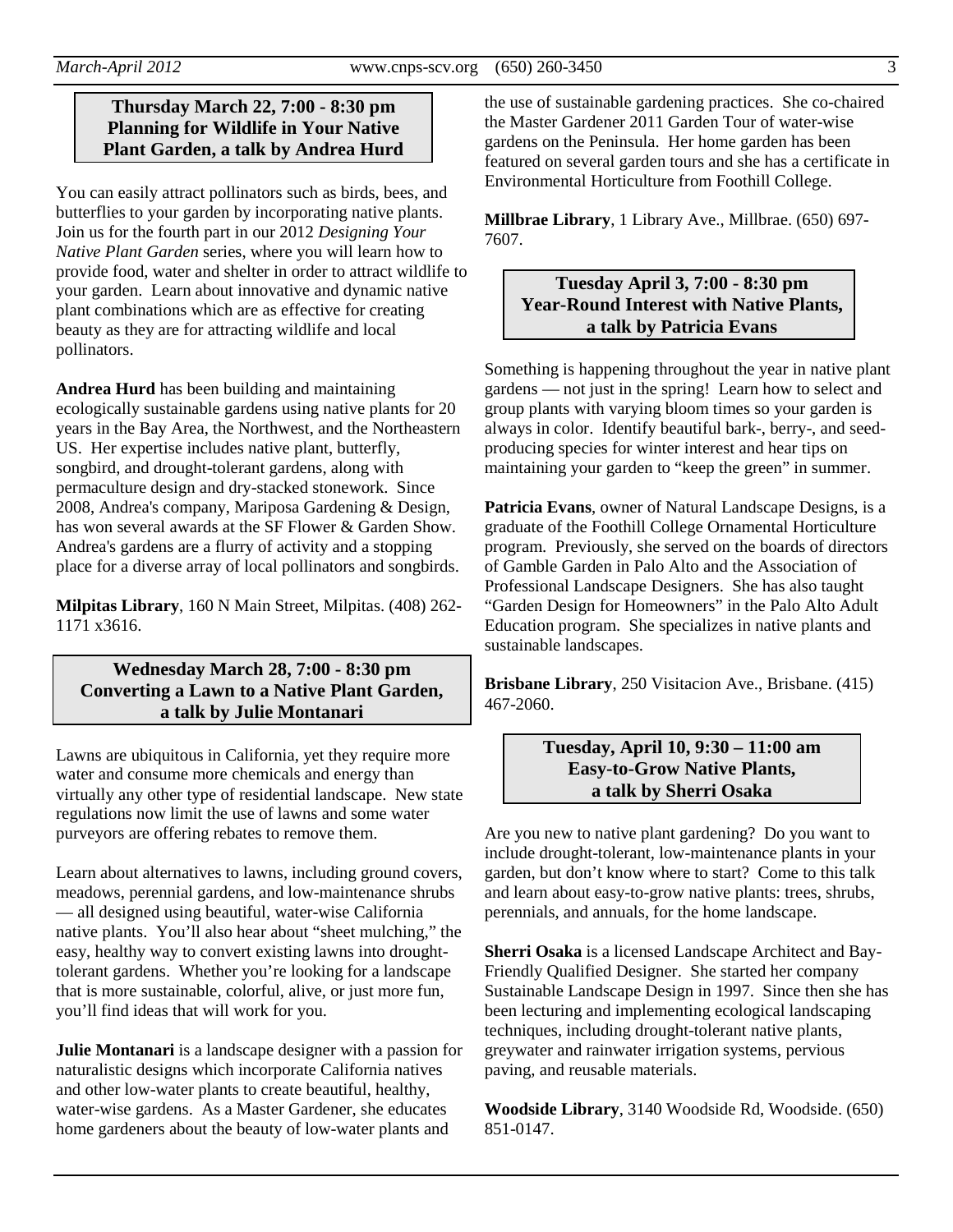## Thursday March 22, 7:00 - 8:30 pm
## Planning for Wildlife in Your Native Plant Garden, a talk by Andrea Hurd

You can easily attract pollinators such as birds, bees, and butterflies to your garden by incorporating native plants. Join us for the fourth part in our 2012 *Designing Your Native Plant Garden* series, where you will learn how to provide food, water and shelter in order to attract wildlife to your garden. Learn about innovative and dynamic native plant combinations which are as effective for creating beauty as they are for attracting wildlife and local pollinators.

**Andrea Hurd** has been building and maintaining ecologically sustainable gardens using native plants for 20 years in the Bay Area, the Northwest, and the Northeastern US. Her expertise includes native plant, butterfly, songbird, and drought-tolerant gardens, along with permaculture design and dry-stacked stonework. Since 2008, Andrea's company, Mariposa Gardening & Design, has won several awards at the SF Flower & Garden Show. Andrea's gardens are a flurry of activity and a stopping place for a diverse array of local pollinators and songbirds.

**Milpitas Library**, 160 N Main Street, Milpitas. (408) 262-1171 x3616.

## Wednesday March 28, 7:00 - 8:30 pm
## Converting a Lawn to a Native Plant Garden, a talk by Julie Montanari

Lawns are ubiquitous in California, yet they require more water and consume more chemicals and energy than virtually any other type of residential landscape. New state regulations now limit the use of lawns and some water purveyors are offering rebates to remove them.

Learn about alternatives to lawns, including ground covers, meadows, perennial gardens, and low-maintenance shrubs — all designed using beautiful, water-wise California native plants. You'll also hear about "sheet mulching," the easy, healthy way to convert existing lawns into drought-tolerant gardens. Whether you're looking for a landscape that is more sustainable, colorful, alive, or just more fun, you'll find ideas that will work for you.

**Julie Montanari** is a landscape designer with a passion for naturalistic designs which incorporate California natives and other low-water plants to create beautiful, healthy, water-wise gardens. As a Master Gardener, she educates home gardeners about the beauty of low-water plants and the use of sustainable gardening practices. She co-chaired the Master Gardener 2011 Garden Tour of water-wise gardens on the Peninsula. Her home garden has been featured on several garden tours and she has a certificate in Environmental Horticulture from Foothill College.

**Millbrae Library**, 1 Library Ave., Millbrae. (650) 697-7607.

## Tuesday April 3, 7:00 - 8:30 pm
## Year-Round Interest with Native Plants, a talk by Patricia Evans

Something is happening throughout the year in native plant gardens — not just in the spring! Learn how to select and group plants with varying bloom times so your garden is always in color. Identify beautiful bark-, berry-, and seed-producing species for winter interest and hear tips on maintaining your garden to "keep the green" in summer.

**Patricia Evans**, owner of Natural Landscape Designs, is a graduate of the Foothill College Ornamental Horticulture program. Previously, she served on the boards of directors of Gamble Garden in Palo Alto and the Association of Professional Landscape Designers. She has also taught "Garden Design for Homeowners" in the Palo Alto Adult Education program. She specializes in native plants and sustainable landscapes.

**Brisbane Library**, 250 Visitacion Ave., Brisbane. (415) 467-2060.

## Tuesday, April 10, 9:30 – 11:00 am
## Easy-to-Grow Native Plants, a talk by Sherri Osaka

Are you new to native plant gardening? Do you want to include drought-tolerant, low-maintenance plants in your garden, but don't know where to start? Come to this talk and learn about easy-to-grow native plants: trees, shrubs, perennials, and annuals, for the home landscape.

**Sherri Osaka** is a licensed Landscape Architect and Bay-Friendly Qualified Designer. She started her company Sustainable Landscape Design in 1997. Since then she has been lecturing and implementing ecological landscaping techniques, including drought-tolerant native plants, greywater and rainwater irrigation systems, pervious paving, and reusable materials.

**Woodside Library**, 3140 Woodside Rd, Woodside. (650) 851-0147.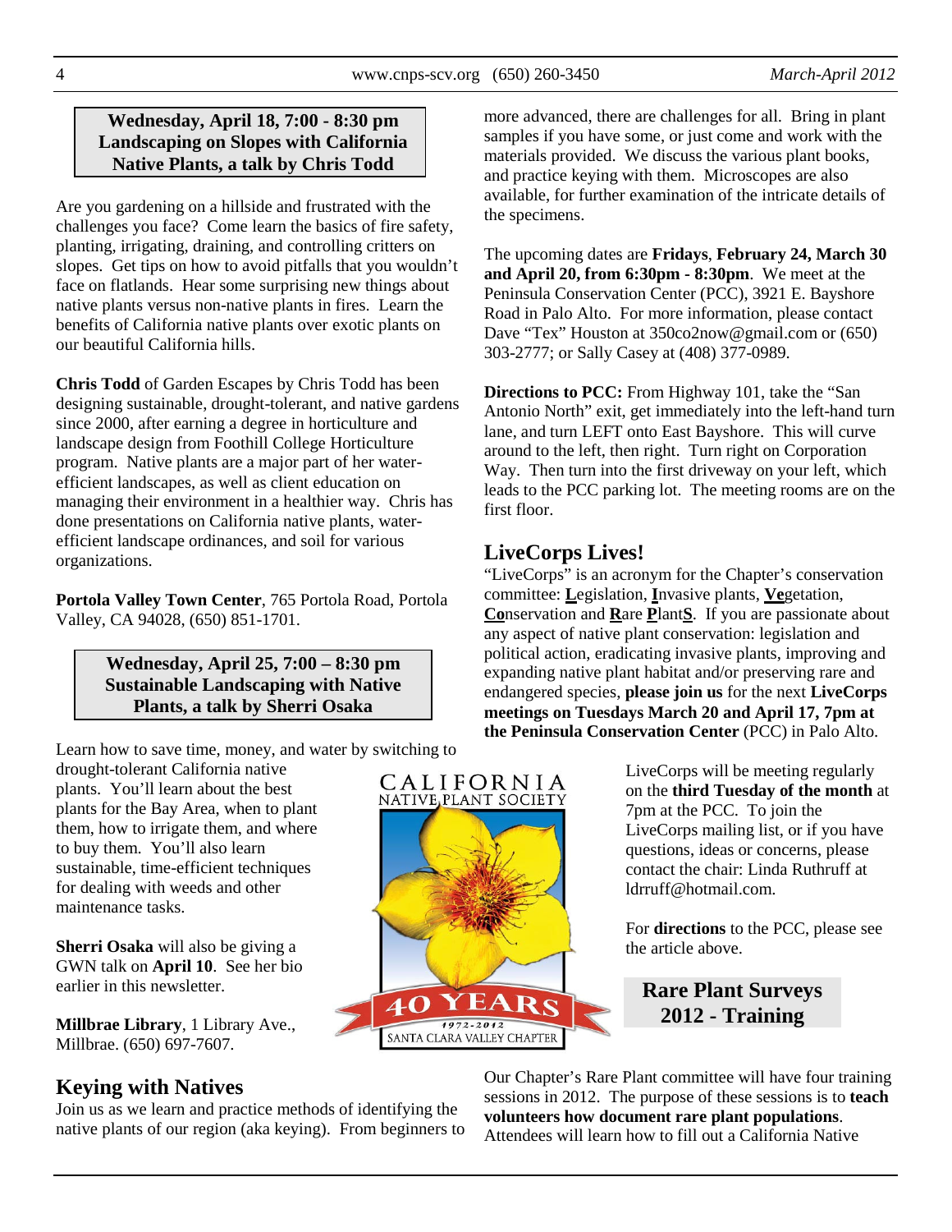**Wednesday, April 18, 7:00 - 8:30 pm**
**Landscaping on Slopes with California Native Plants, a talk by Chris Todd**

Are you gardening on a hillside and frustrated with the challenges you face? Come learn the basics of fire safety, planting, irrigating, draining, and controlling critters on slopes. Get tips on how to avoid pitfalls that you wouldn't face on flatlands. Hear some surprising new things about native plants versus non-native plants in fires. Learn the benefits of California native plants over exotic plants on our beautiful California hills.

**Chris Todd** of Garden Escapes by Chris Todd has been designing sustainable, drought-tolerant, and native gardens since 2000, after earning a degree in horticulture and landscape design from Foothill College Horticulture program. Native plants are a major part of her water-efficient landscapes, as well as client education on managing their environment in a healthier way. Chris has done presentations on California native plants, water-efficient landscape ordinances, and soil for various organizations.

**Portola Valley Town Center**, 765 Portola Road, Portola Valley, CA 94028, (650) 851-1701.

**Wednesday, April 25, 7:00 – 8:30 pm**
**Sustainable Landscaping with Native Plants, a talk by Sherri Osaka**

Learn how to save time, money, and water by switching to drought-tolerant California native plants. You'll learn about the best plants for the Bay Area, when to plant them, how to irrigate them, and where to buy them. You'll also learn sustainable, time-efficient techniques for dealing with weeds and other maintenance tasks.

**Sherri Osaka** will also be giving a GWN talk on **April 10**. See her bio earlier in this newsletter.

**Millbrae Library**, 1 Library Ave., Millbrae. (650) 697-7607.

## Keying with Natives

Join us as we learn and practice methods of identifying the native plants of our region (aka keying). From beginners to more advanced, there are challenges for all. Bring in plant samples if you have some, or just come and work with the materials provided. We discuss the various plant books, and practice keying with them. Microscopes are also available, for further examination of the intricate details of the specimens.

The upcoming dates are **Fridays**, **February 24, March 30 and April 20, from 6:30pm - 8:30pm**. We meet at the Peninsula Conservation Center (PCC), 3921 E. Bayshore Road in Palo Alto. For more information, please contact Dave "Tex" Houston at 350co2now@gmail.com or (650) 303-2777; or Sally Casey at (408) 377-0989.

**Directions to PCC:** From Highway 101, take the "San Antonio North" exit, get immediately into the left-hand turn lane, and turn LEFT onto East Bayshore. This will curve around to the left, then right. Turn right on Corporation Way. Then turn into the first driveway on your left, which leads to the PCC parking lot. The meeting rooms are on the first floor.

## LiveCorps Lives!

"LiveCorps" is an acronym for the Chapter's conservation committee: **L**egislation, **I**nvasive plants, **Ve**getation, **Co**nservation and **R**are **P**lant**S**. If you are passionate about any aspect of native plant conservation: legislation and political action, eradicating invasive plants, improving and expanding native plant habitat and/or preserving rare and endangered species, **please join us** for the next **LiveCorps meetings on Tuesdays March 20 and April 17, 7pm at the Peninsula Conservation Center** (PCC) in Palo Alto.

LiveCorps will be meeting regularly on the **third Tuesday of the month** at 7pm at the PCC. To join the LiveCorps mailing list, or if you have questions, ideas or concerns, please contact the chair: Linda Ruthruff at ldrruff@hotmail.com.

For **directions** to the PCC, please see the article above.

**Rare Plant Surveys 2012 - Training**

Our Chapter's Rare Plant committee will have four training sessions in 2012. The purpose of these sessions is to **teach volunteers how document rare plant populations**. Attendees will learn how to fill out a California Native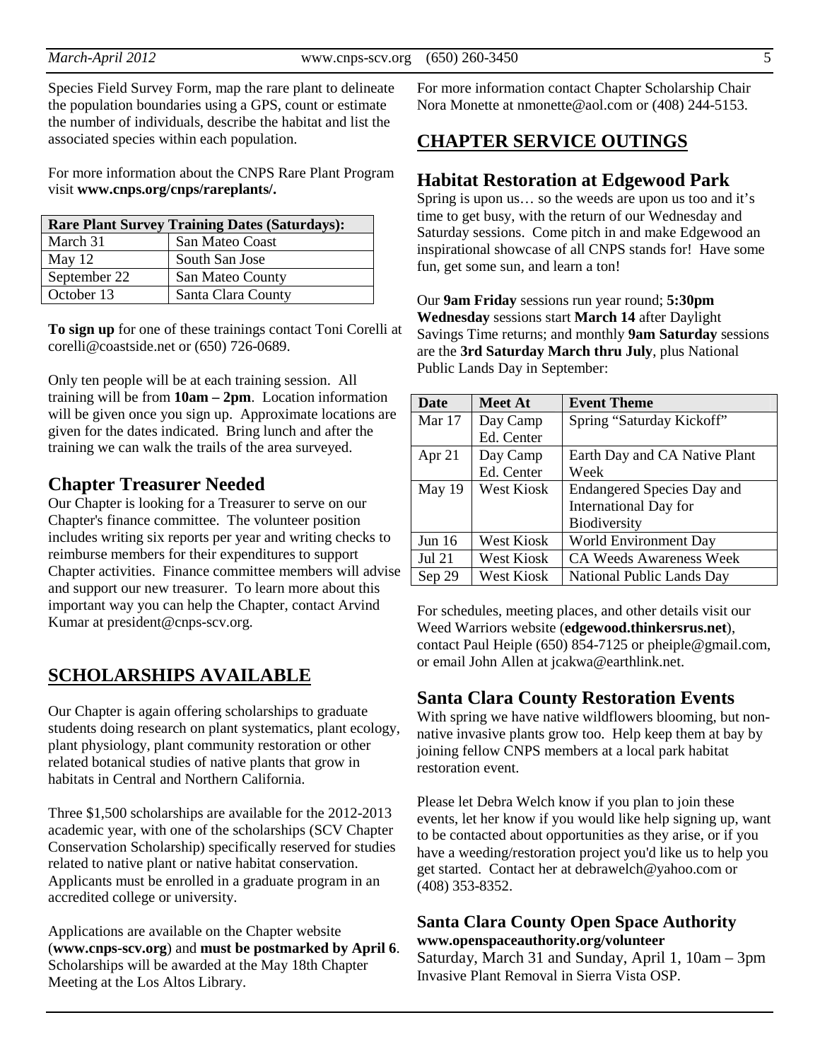Species Field Survey Form, map the rare plant to delineate the population boundaries using a GPS, count or estimate the number of individuals, describe the habitat and list the associated species within each population.

For more information about the CNPS Rare Plant Program visit **www.cnps.org/cnps/rareplants/.**

| Rare Plant Survey Training Dates (Saturdays): | |
|---|---|
| March 31 | San Mateo Coast |
| May 12 | South San Jose |
| September 22 | San Mateo County |
| October 13 | Santa Clara County |

**To sign up** for one of these trainings contact Toni Corelli at corelli@coastside.net or (650) 726-0689.

Only ten people will be at each training session. All training will be from **10am – 2pm**. Location information will be given once you sign up. Approximate locations are given for the dates indicated. Bring lunch and after the training we can walk the trails of the area surveyed.

## Chapter Treasurer Needed

Our Chapter is looking for a Treasurer to serve on our Chapter's finance committee. The volunteer position includes writing six reports per year and writing checks to reimburse members for their expenditures to support Chapter activities. Finance committee members will advise and support our new treasurer. To learn more about this important way you can help the Chapter, contact Arvind Kumar at president@cnps-scv.org.

# SCHOLARSHIPS AVAILABLE

Our Chapter is again offering scholarships to graduate students doing research on plant systematics, plant ecology, plant physiology, plant community restoration or other related botanical studies of native plants that grow in habitats in Central and Northern California.

Three $1,500 scholarships are available for the 2012-2013 academic year, with one of the scholarships (SCV Chapter Conservation Scholarship) specifically reserved for studies related to native plant or native habitat conservation. Applicants must be enrolled in a graduate program in an accredited college or university.

Applications are available on the Chapter website (**www.cnps-scv.org**) and **must be postmarked by April 6**. Scholarships will be awarded at the May 18th Chapter Meeting at the Los Altos Library.

For more information contact Chapter Scholarship Chair Nora Monette at nmonette@aol.com or (408) 244-5153.

# CHAPTER SERVICE OUTINGS

## Habitat Restoration at Edgewood Park

Spring is upon us… so the weeds are upon us too and it's time to get busy, with the return of our Wednesday and Saturday sessions. Come pitch in and make Edgewood an inspirational showcase of all CNPS stands for! Have some fun, get some sun, and learn a ton!

Our **9am Friday** sessions run year round; **5:30pm Wednesday** sessions start **March 14** after Daylight Savings Time returns; and monthly **9am Saturday** sessions are the **3rd Saturday March thru July**, plus National Public Lands Day in September:

| Date | Meet At | Event Theme |
|---|---|---|
| Mar 17 | Day Camp Ed. Center | Spring "Saturday Kickoff" |
| Apr 21 | Day Camp Ed. Center | Earth Day and CA Native Plant Week |
| May 19 | West Kiosk | Endangered Species Day and International Day for Biodiversity |
| Jun 16 | West Kiosk | World Environment Day |
| Jul 21 | West Kiosk | CA Weeds Awareness Week |
| Sep 29 | West Kiosk | National Public Lands Day |

For schedules, meeting places, and other details visit our Weed Warriors website (**edgewood.thinkersrus.net**), contact Paul Heiple (650) 854-7125 or pheiple@gmail.com, or email John Allen at jcakwa@earthlink.net.

## Santa Clara County Restoration Events

With spring we have native wildflowers blooming, but non-native invasive plants grow too. Help keep them at bay by joining fellow CNPS members at a local park habitat restoration event.

Please let Debra Welch know if you plan to join these events, let her know if you would like help signing up, want to be contacted about opportunities as they arise, or if you have a weeding/restoration project you'd like us to help you get started. Contact her at debrawelch@yahoo.com or (408) 353-8352.

### Santa Clara County Open Space Authority

**www.openspaceauthority.org/volunteer**

Saturday, March 31 and Sunday, April 1, 10am – 3pm
Invasive Plant Removal in Sierra Vista OSP.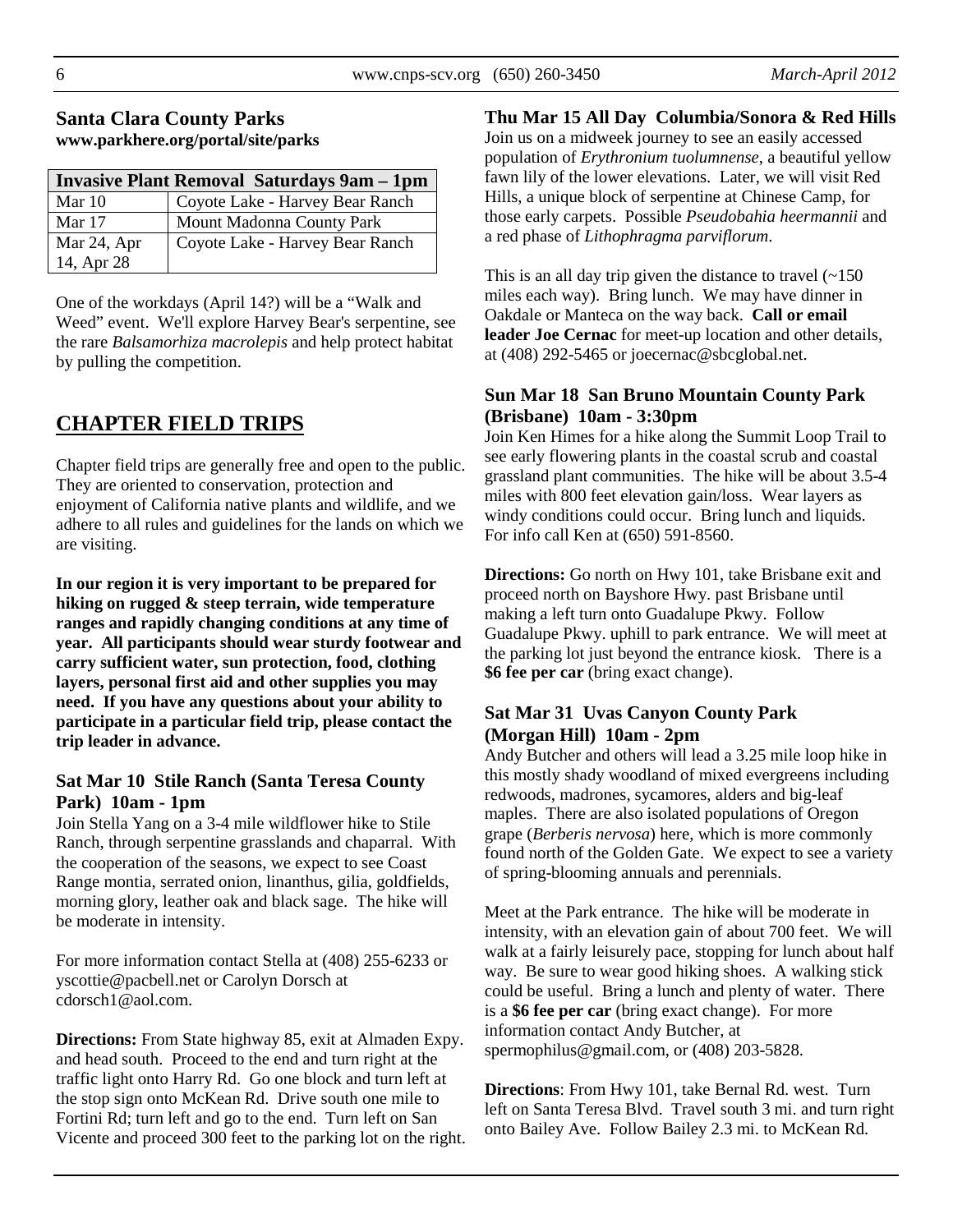### Santa Clara County Parks

**www.parkhere.org/portal/site/parks**

| **Invasive Plant Removal Saturdays 9am – 1pm** | |
|---|---|
| Mar 10 | Coyote Lake - Harvey Bear Ranch |
| Mar 17 | Mount Madonna County Park |
| Mar 24, Apr 14, Apr 28 | Coyote Lake - Harvey Bear Ranch |

One of the workdays (April 14?) will be a "Walk and Weed" event. We'll explore Harvey Bear's serpentine, see the rare *Balsamorhiza macrolepis* and help protect habitat by pulling the competition.

## CHAPTER FIELD TRIPS

Chapter field trips are generally free and open to the public. They are oriented to conservation, protection and enjoyment of California native plants and wildlife, and we adhere to all rules and guidelines for the lands on which we are visiting.

**In our region it is very important to be prepared for hiking on rugged & steep terrain, wide temperature ranges and rapidly changing conditions at any time of year. All participants should wear sturdy footwear and carry sufficient water, sun protection, food, clothing layers, personal first aid and other supplies you may need. If you have any questions about your ability to participate in a particular field trip, please contact the trip leader in advance.**

### Sat Mar 10 Stile Ranch (Santa Teresa County Park) 10am - 1pm

Join Stella Yang on a 3-4 mile wildflower hike to Stile Ranch, through serpentine grasslands and chaparral. With the cooperation of the seasons, we expect to see Coast Range montia, serrated onion, linanthus, gilia, goldfields, morning glory, leather oak and black sage. The hike will be moderate in intensity.

For more information contact Stella at (408) 255-6233 or yscottie@pacbell.net or Carolyn Dorsch at cdorsch1@aol.com.

**Directions:** From State highway 85, exit at Almaden Expy. and head south. Proceed to the end and turn right at the traffic light onto Harry Rd. Go one block and turn left at the stop sign onto McKean Rd. Drive south one mile to Fortini Rd; turn left and go to the end. Turn left on San Vicente and proceed 300 feet to the parking lot on the right.

### Thu Mar 15 All Day Columbia/Sonora & Red Hills

Join us on a midweek journey to see an easily accessed population of *Erythronium tuolumnense*, a beautiful yellow fawn lily of the lower elevations. Later, we will visit Red Hills, a unique block of serpentine at Chinese Camp, for those early carpets. Possible *Pseudobahia heermannii* and a red phase of *Lithophragma parviflorum*.

This is an all day trip given the distance to travel (~150 miles each way). Bring lunch. We may have dinner in Oakdale or Manteca on the way back. **Call or email leader Joe Cernac** for meet-up location and other details, at (408) 292-5465 or joecernac@sbcglobal.net.

### Sun Mar 18 San Bruno Mountain County Park (Brisbane) 10am - 3:30pm

Join Ken Himes for a hike along the Summit Loop Trail to see early flowering plants in the coastal scrub and coastal grassland plant communities. The hike will be about 3.5-4 miles with 800 feet elevation gain/loss. Wear layers as windy conditions could occur. Bring lunch and liquids. For info call Ken at (650) 591-8560.

**Directions:** Go north on Hwy 101, take Brisbane exit and proceed north on Bayshore Hwy. past Brisbane until making a left turn onto Guadalupe Pkwy. Follow Guadalupe Pkwy. uphill to park entrance. We will meet at the parking lot just beyond the entrance kiosk. There is a **$6 fee per car** (bring exact change).

### Sat Mar 31 Uvas Canyon County Park (Morgan Hill) 10am - 2pm

Andy Butcher and others will lead a 3.25 mile loop hike in this mostly shady woodland of mixed evergreens including redwoods, madrones, sycamores, alders and big-leaf maples. There are also isolated populations of Oregon grape (*Berberis nervosa*) here, which is more commonly found north of the Golden Gate. We expect to see a variety of spring-blooming annuals and perennials.

Meet at the Park entrance. The hike will be moderate in intensity, with an elevation gain of about 700 feet. We will walk at a fairly leisurely pace, stopping for lunch about half way. Be sure to wear good hiking shoes. A walking stick could be useful. Bring a lunch and plenty of water. There is a **$6 fee per car** (bring exact change). For more information contact Andy Butcher, at spermophilus@gmail.com, or (408) 203-5828.

**Directions**: From Hwy 101, take Bernal Rd. west. Turn left on Santa Teresa Blvd. Travel south 3 mi. and turn right onto Bailey Ave. Follow Bailey 2.3 mi. to McKean Rd.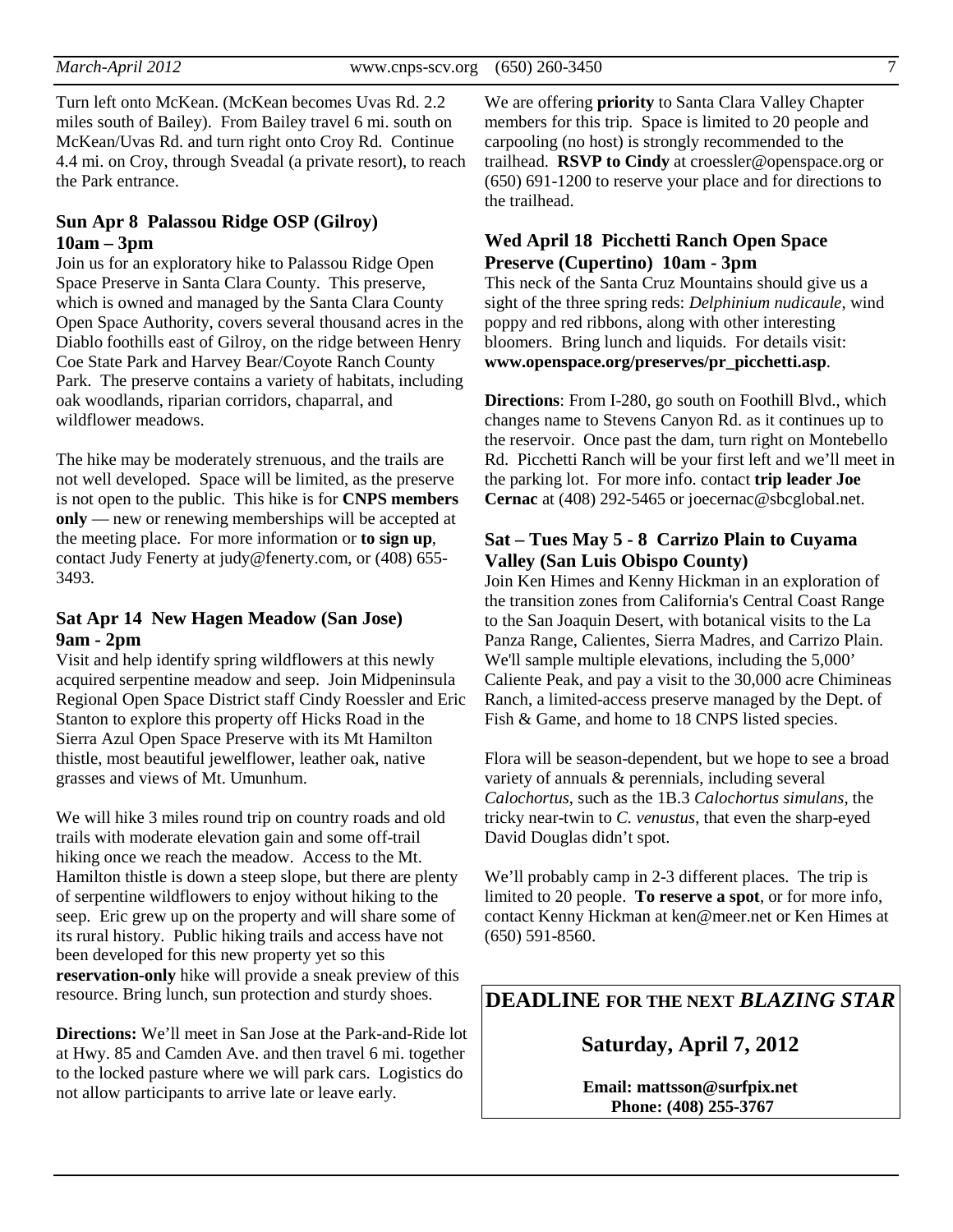Turn left onto McKean. (McKean becomes Uvas Rd. 2.2 miles south of Bailey). From Bailey travel 6 mi. south on McKean/Uvas Rd. and turn right onto Croy Rd. Continue 4.4 mi. on Croy, through Sveadal (a private resort), to reach the Park entrance.

### Sun Apr 8 Palassou Ridge OSP (Gilroy) 10am – 3pm

Join us for an exploratory hike to Palassou Ridge Open Space Preserve in Santa Clara County. This preserve, which is owned and managed by the Santa Clara County Open Space Authority, covers several thousand acres in the Diablo foothills east of Gilroy, on the ridge between Henry Coe State Park and Harvey Bear/Coyote Ranch County Park. The preserve contains a variety of habitats, including oak woodlands, riparian corridors, chaparral, and wildflower meadows.

The hike may be moderately strenuous, and the trails are not well developed. Space will be limited, as the preserve is not open to the public. This hike is for **CNPS members only** — new or renewing memberships will be accepted at the meeting place. For more information or **to sign up**, contact Judy Fenerty at judy@fenerty.com, or (408) 655-3493.

### Sat Apr 14 New Hagen Meadow (San Jose) 9am - 2pm

Visit and help identify spring wildflowers at this newly acquired serpentine meadow and seep. Join Midpeninsula Regional Open Space District staff Cindy Roessler and Eric Stanton to explore this property off Hicks Road in the Sierra Azul Open Space Preserve with its Mt Hamilton thistle, most beautiful jewelflower, leather oak, native grasses and views of Mt. Umunhum.

We will hike 3 miles round trip on country roads and old trails with moderate elevation gain and some off-trail hiking once we reach the meadow. Access to the Mt. Hamilton thistle is down a steep slope, but there are plenty of serpentine wildflowers to enjoy without hiking to the seep. Eric grew up on the property and will share some of its rural history. Public hiking trails and access have not been developed for this new property yet so this **reservation-only** hike will provide a sneak preview of this resource. Bring lunch, sun protection and sturdy shoes.

**Directions:** We'll meet in San Jose at the Park-and-Ride lot at Hwy. 85 and Camden Ave. and then travel 6 mi. together to the locked pasture where we will park cars. Logistics do not allow participants to arrive late or leave early.

We are offering **priority** to Santa Clara Valley Chapter members for this trip. Space is limited to 20 people and carpooling (no host) is strongly recommended to the trailhead. **RSVP to Cindy** at croessler@openspace.org or (650) 691-1200 to reserve your place and for directions to the trailhead.

### Wed April 18 Picchetti Ranch Open Space Preserve (Cupertino) 10am - 3pm

This neck of the Santa Cruz Mountains should give us a sight of the three spring reds: *Delphinium nudicaule*, wind poppy and red ribbons, along with other interesting bloomers. Bring lunch and liquids. For details visit: **www.openspace.org/preserves/pr_picchetti.asp**.

**Directions**: From I-280, go south on Foothill Blvd., which changes name to Stevens Canyon Rd. as it continues up to the reservoir. Once past the dam, turn right on Montebello Rd. Picchetti Ranch will be your first left and we'll meet in the parking lot. For more info. contact **trip leader Joe Cernac** at (408) 292-5465 or joecernac@sbcglobal.net.

### Sat – Tues May 5 - 8 Carrizo Plain to Cuyama Valley (San Luis Obispo County)

Join Ken Himes and Kenny Hickman in an exploration of the transition zones from California's Central Coast Range to the San Joaquin Desert, with botanical visits to the La Panza Range, Calientes, Sierra Madres, and Carrizo Plain. We'll sample multiple elevations, including the 5,000' Caliente Peak, and pay a visit to the 30,000 acre Chimineas Ranch, a limited-access preserve managed by the Dept. of Fish & Game, and home to 18 CNPS listed species.

Flora will be season-dependent, but we hope to see a broad variety of annuals & perennials, including several *Calochortus*, such as the 1B.3 *Calochortus simulans*, the tricky near-twin to *C. venustus*, that even the sharp-eyed David Douglas didn't spot.

We'll probably camp in 2-3 different places. The trip is limited to 20 people. **To reserve a spot**, or for more info, contact Kenny Hickman at ken@meer.net or Ken Himes at (650) 591-8560.

## DEADLINE FOR THE NEXT *BLAZING STAR*

**Saturday, April 7, 2012**

**Email: mattsson@surfpix.net**
**Phone: (408) 255-3767**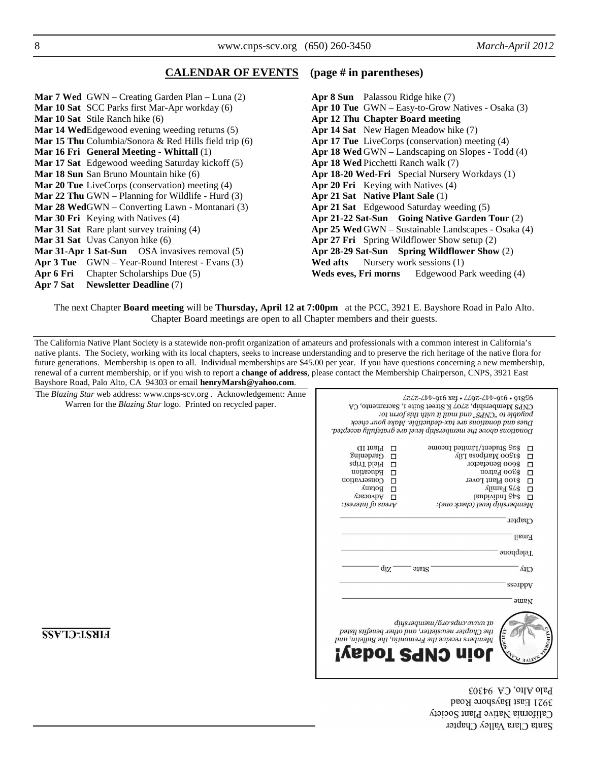## CALENDAR OF EVENTS (page # in parentheses)

**Mar 7 Wed** GWN – Creating Garden Plan – Luna (2)
**Mar 10 Sat** SCC Parks first Mar-Apr workday (6)
**Mar 10 Sat** Stile Ranch hike (6)
**Mar 14 Wed** Edgewood evening weeding returns (5)
**Mar 15 Thu** Columbia/Sonora & Red Hills field trip (6)
**Mar 16 Fri General Meeting - Whittall** (1)
**Mar 17 Sat** Edgewood weeding Saturday kickoff (5)
**Mar 18 Sun** San Bruno Mountain hike (6)
**Mar 20 Tue** LiveCorps (conservation) meeting (4)
**Mar 22 Thu** GWN – Planning for Wildlife - Hurd (3)
**Mar 28 Wed** GWN – Converting Lawn - Montanari (3)
**Mar 30 Fri** Keying with Natives (4)
**Mar 31 Sat** Rare plant survey training (4)
**Mar 31 Sat** Uvas Canyon hike (6)
**Mar 31-Apr 1 Sat-Sun** OSA invasives removal (5)
**Apr 3 Tue** GWN – Year-Round Interest - Evans (3)
**Apr 6 Fri** Chapter Scholarships Due (5)
**Apr 7 Sat Newsletter Deadline** (7)
**Apr 8 Sun** Palassou Ridge hike (7)
**Apr 10 Tue** GWN – Easy-to-Grow Natives - Osaka (3)
**Apr 12 Thu Chapter Board meeting**
**Apr 14 Sat** New Hagen Meadow hike (7)
**Apr 17 Tue** LiveCorps (conservation) meeting (4)
**Apr 18 Wed** GWN – Landscaping on Slopes - Todd (4)
**Apr 18 Wed** Picchetti Ranch walk (7)
**Apr 18-20 Wed-Fri** Special Nursery Workdays (1)
**Apr 20 Fri** Keying with Natives (4)
**Apr 21 Sat Native Plant Sale** (1)
**Apr 21 Sat** Edgewood Saturday weeding (5)
**Apr 21-22 Sat-Sun Going Native Garden Tour** (2)
**Apr 25 Wed** GWN – Sustainable Landscapes - Osaka (4)
**Apr 27 Fri** Spring Wildflower Show setup (2)
**Apr 28-29 Sat-Sun Spring Wildflower Show** (2)
**Wed afts** Nursery work sessions (1)
**Weds eves, Fri morns** Edgewood Park weeding (4)

The next Chapter **Board meeting** will be **Thursday, April 12 at 7:00pm** at the PCC, 3921 E. Bayshore Road in Palo Alto. Chapter Board meetings are open to all Chapter members and their guests.

The California Native Plant Society is a statewide non-profit organization of amateurs and professionals with a common interest in California's native plants. The Society, working with its local chapters, seeks to increase understanding and to preserve the rich heritage of the native flora for future generations. Membership is open to all. Individual memberships are $45.00 per year. If you have questions concerning a new membership, renewal of a current membership, or if you wish to report a **change of address**, please contact the Membership Chairperson, CNPS, 3921 East Bayshore Road, Palo Alto, CA 94303 or email **henryMarsh@yahoo.com**.

The *Blazing Star* web address: www.cnps-scv.org . Acknowledgement: Anne Warren for the *Blazing Star* logo. Printed on recycled paper.

Santa Clara Valley Chapter
California Native Plant Society
3921 East Bayshore Road
Palo Alto, CA 94303

**FIRST-CLASS**

## Join CNPS Today!

*Members receive the Fremontia, the Bulletin, and the Chapter newsletter, and other benefits listed at www.cnps.org/membership*

Name ______________________

Address ______________________

City __________ State ______ Zip ______

Telephone ______________________

Email ______________________

Chapter ______________________

*Membership level (check one):*
- ☐ $45 Individual
- ☐ $75 Family
- ☐ $100 Plant Lover
- ☐ $300 Patron
- ☐ $600 Benefactor
- ☐ $1500 Mariposa Lily
- ☐ $25 Student/Limited Income

*Areas of interest:*
- ☐ Advocacy
- ☐ Botany
- ☐ Conservation
- ☐ Education
- ☐ Field Trips
- ☐ Gardening
- ☐ Plant ID

*Donations above the membership level are gratefully accepted. Dues and donations are tax-deductible. Make your check payable to "CNPS" and mail it with this form to:*
CNPS Membership, 2707 K Street Suite 1, Sacramento, CA 95816 • 916-447-2677 • fax 916-447-2727